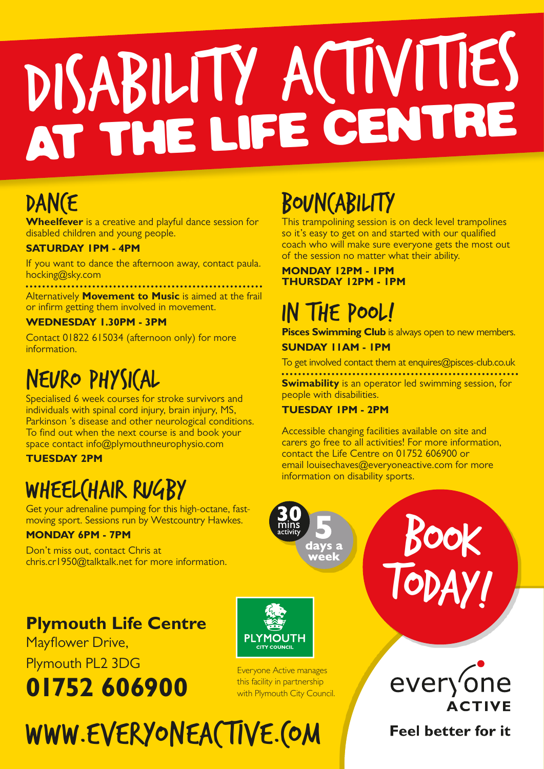# DISABILITY ACTIVITIES AT THE LIFE CENTRE

## DANCE

**Wheelfever** is a creative and playful dance session for disabled children and young people.

**SATURDAY 1PM - 4PM**

If you want to dance the afternoon away, contact paula.hocking@sky.com

Alternatively **Movement to Music** is aimed at the frail or infirm getting them involved in movement.

**WEDNESDAY 1.30PM - 3PM**

Contact 01822 615034 (afternoon only) for more information.

## NEURO PHYSICAL

Specialised 6 week courses for stroke survivors and individuals with spinal cord injury, brain injury, MS, Parkinson 's disease and other neurological conditions. To find out when the next course is and book your space contact info@plymouthneurophysio.com

**TUESDAY 2PM**

## WHEELCHAIR RUGBY

Get your adrenaline pumping for this high-octane, fast-moving sport. Sessions run by Westcountry Hawkes.

**MONDAY 6PM - 7PM**

Don't miss out, contact Chris at chris.cr1950@talktalk.net for more information.

## BOUNCABILITY

This trampolining session is on deck level trampolines so it's easy to get on and started with our qualified coach who will make sure everyone gets the most out of the session no matter what their ability.

**MONDAY 12PM - 1PM**
**THURSDAY 12PM - 1PM**

## IN THE POOL!

**Pisces Swimming Club** is always open to new members.

**SUNDAY 11AM - 1PM**

To get involved contact them at enquires@pisces-club.co.uk

**Swimability** is an operator led swimming session, for people with disabilities.

**TUESDAY 1PM - 2PM**

Accessible changing facilities available on site and carers go free to all activities! For more information, contact the Life Centre on 01752 606900 or email louisechaves@everyoneactive.com for more information on disability sports.

30 mins activity 5 days a week

BOOK TODAY!

**Plymouth Life Centre**
Mayflower Drive,
Plymouth PL2 3DG
**01752 606900**

PLYMOUTH CITY COUNCIL

Everyone Active manages this facility in partnership with Plymouth City Council.

everyone ACTIVE

**Feel better for it**

WWW.EVERYONEACTIVE.COM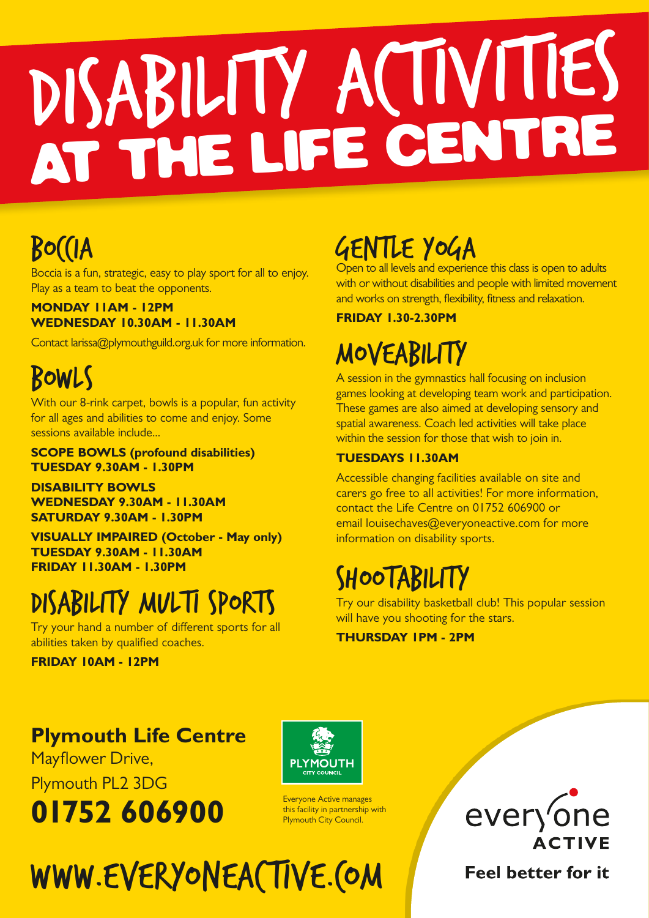# DISABILITY ACTIVITIES AT THE LIFE CENTRE

## BOCCIA

Boccia is a fun, strategic, easy to play sport for all to enjoy. Play as a team to beat the opponents.

**MONDAY 11AM - 12PM**
**WEDNESDAY 10.30AM - 11.30AM**

Contact larissa@plymouthguild.org.uk for more information.

## BOWLS

With our 8-rink carpet, bowls is a popular, fun activity for all ages and abilities to come and enjoy. Some sessions available include...

**SCOPE BOWLS (profound disabilities)**
**TUESDAY 9.30AM - 1.30PM**

**DISABILITY BOWLS**
**WEDNESDAY 9.30AM - 11.30AM**
**SATURDAY 9.30AM - 1.30PM**

**VISUALLY IMPAIRED (October - May only)**
**TUESDAY 9.30AM - 11.30AM**
**FRIDAY 11.30AM - 1.30PM**

## DISABILITY MULTI SPORTS

Try your hand a number of different sports for all abilities taken by qualified coaches.

**FRIDAY 10AM - 12PM**

## GENTLE YOGA

Open to all levels and experience this class is open to adults with or without disabilities and people with limited movement and works on strength, flexibility, fitness and relaxation.

**FRIDAY 1.30-2.30PM**

## MOVEABILITY

A session in the gymnastics hall focusing on inclusion games looking at developing team work and participation. These games are also aimed at developing sensory and spatial awareness. Coach led activities will take place within the session for those that wish to join in.

**TUESDAYS 11.30AM**

Accessible changing facilities available on site and carers go free to all activities! For more information, contact the Life Centre on 01752 606900 or email louisechaves@everyoneactive.com for more information on disability sports.

## SHOOTABILITY

Try our disability basketball club! This popular session will have you shooting for the stars.

**THURSDAY 1PM - 2PM**

**Plymouth Life Centre**
Mayflower Drive,
Plymouth PL2 3DG
**01752 606900**

PLYMOUTH CITY COUNCIL

Everyone Active manages this facility in partnership with Plymouth City Council.

WWW.EVERYONEACTIVE.COM

everyone ACTIVE
**Feel better for it**